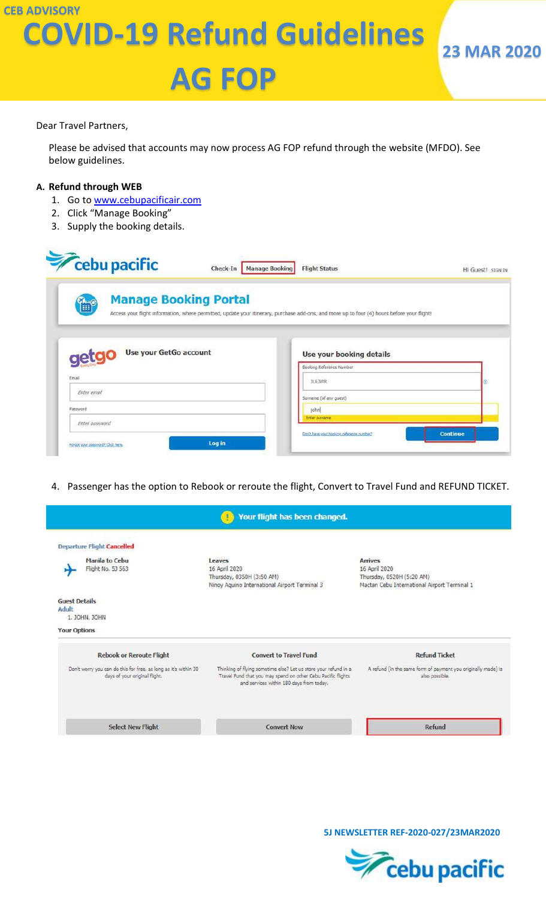CEB ADVISORY

# COVID-19 Refund Guidelines AG FOP

23 MAR 2020

Dear Travel Partners,

Please be advised that accounts may now process AG FOP refund through the website (MFDO). See below guidelines.

**A. Refund through WEB**

1. Go to www.cebupacificair.com
2. Click "Manage Booking"
3. Supply the booking details.

cebu pacific | Check-In | Manage Booking | Flight Status | Hi Guest! SIGN IN

**Manage Booking Portal**

Access your flight information, where permitted, update your itinerary, purchase add-ons, and more up to four (4) hours before your flight!

getgo — Use your GetGo account

Email: Enter email

Password: Enter password

Forgot your password? Click here. | Log in

Use your booking details

Booking Reference Number: JLEJWR

Surname (of any guest): john

Enter surname

Don't have your booking reference number? | Continue

4. Passenger has the option to Rebook or reroute the flight, Convert to Travel Fund and REFUND TICKET.

**Your flight has been changed.**

Departure Flight Cancelled

Manila to Cebu
Flight No. 5J 563

Leaves
16 April 2020
Thursday, 0350H (3:50 AM)
Ninoy Aquino International Airport Terminal 3

Arrives
16 April 2020
Thursday, 0520H (5:20 AM)
Mactan Cebu International Airport Terminal 1

Guest Details
Adult
1. JOHN, JOHN

Your Options

| Rebook or Reroute Flight | Convert to Travel Fund | Refund Ticket |
| --- | --- | --- |
| Don't worry you can do this for free, as long as it's within 30 days of your original flight. | Thinking of flying sometime else? Let us store your refund in a Travel Fund that you may spend on other Cebu Pacific flights and services within 180 days from today. | A refund (in the same form of payment you originally made) is also possible. |
| Select New Flight | Convert Now | Refund |

5J NEWSLETTER REF-2020-027/23MAR2020

cebu pacific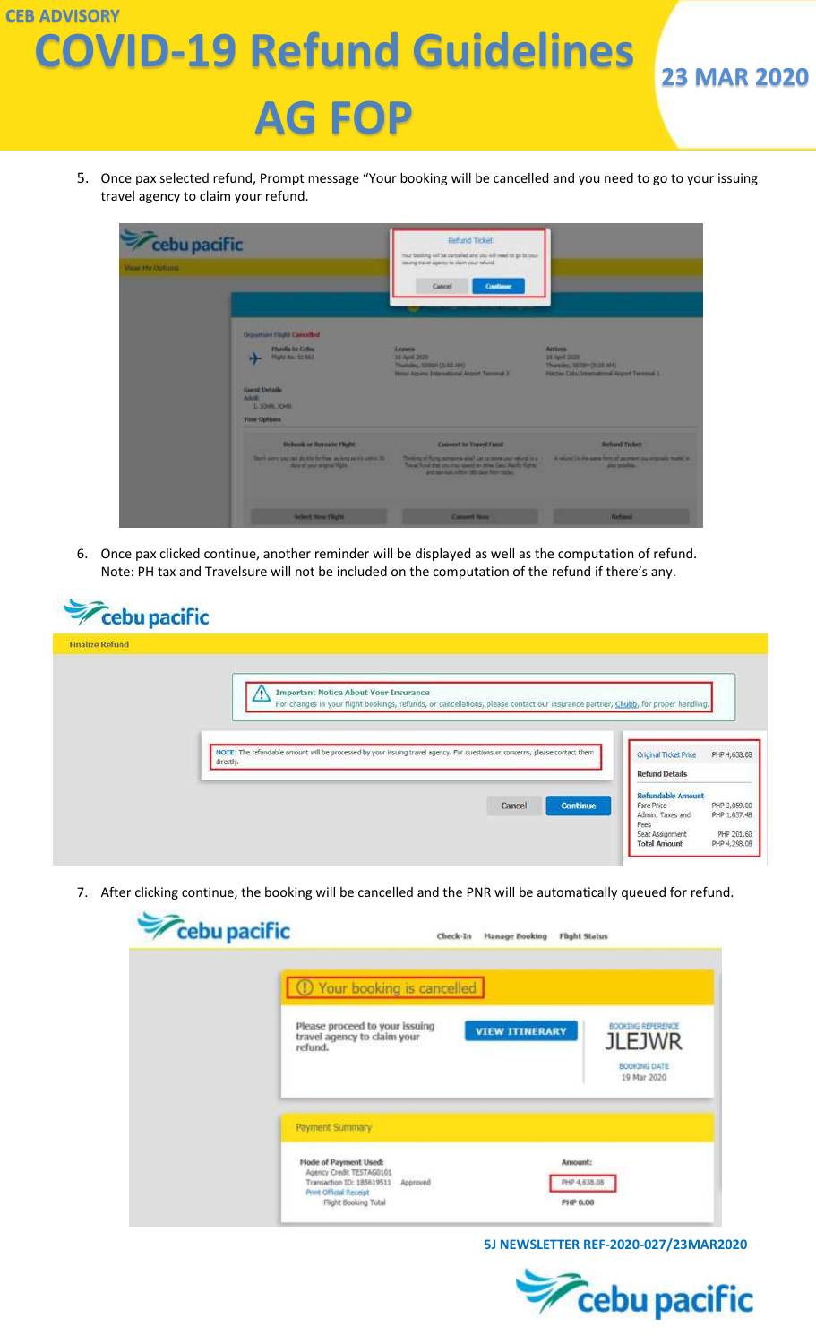CEB ADVISORY

# COVID-19 Refund Guidelines AG FOP

**23 MAR 2020**

5. Once pax selected refund, Prompt message "Your booking will be cancelled and you need to go to your issuing travel agency to claim your refund.

6. Once pax clicked continue, another reminder will be displayed as well as the computation of refund.
   Note: PH tax and Travelsure will not be included on the computation of the refund if there's any.

7. After clicking continue, the booking will be cancelled and the PNR will be automatically queued for refund.

**5J NEWSLETTER REF-2020-027/23MAR2020**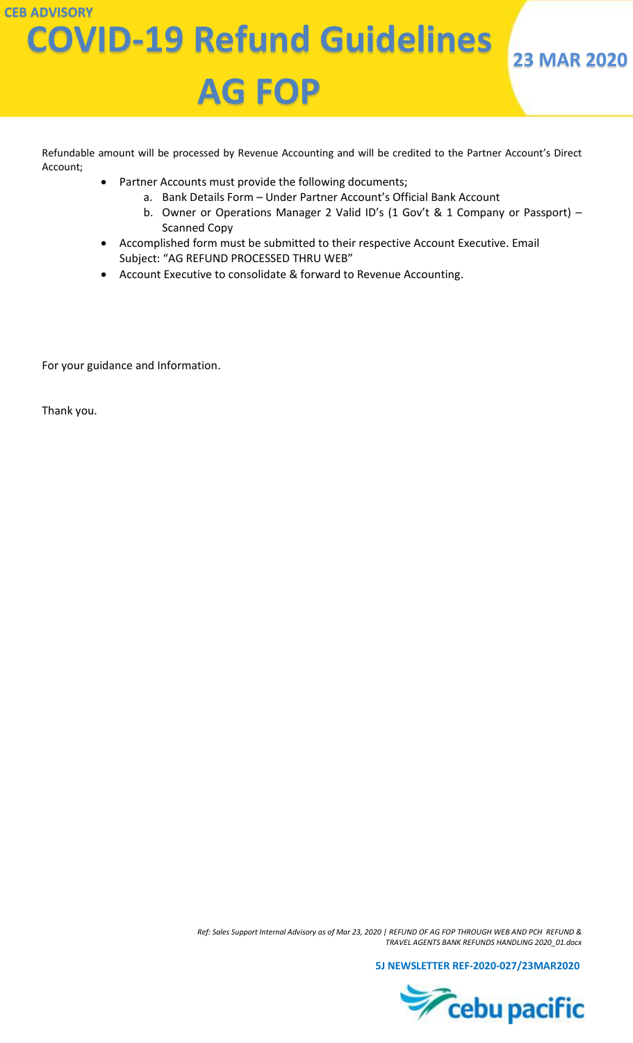Refundable amount will be processed by Revenue Accounting and will be credited to the Partner Account's Direct Account;

- Partner Accounts must provide the following documents;
  a. Bank Details Form – Under Partner Account's Official Bank Account
  b. Owner or Operations Manager 2 Valid ID's (1 Gov't & 1 Company or Passport) – Scanned Copy
- Accomplished form must be submitted to their respective Account Executive. Email Subject: "AG REFUND PROCESSED THRU WEB"
- Account Executive to consolidate & forward to Revenue Accounting.

For your guidance and Information.

Thank you.

*Ref: Sales Support Internal Advisory as of Mar 23, 2020 | REFUND OF AG FOP THROUGH WEB AND PCH REFUND & TRAVEL AGENTS BANK REFUNDS HANDLING 2020_01.docx*

**5J NEWSLETTER REF-2020-027/23MAR2020**